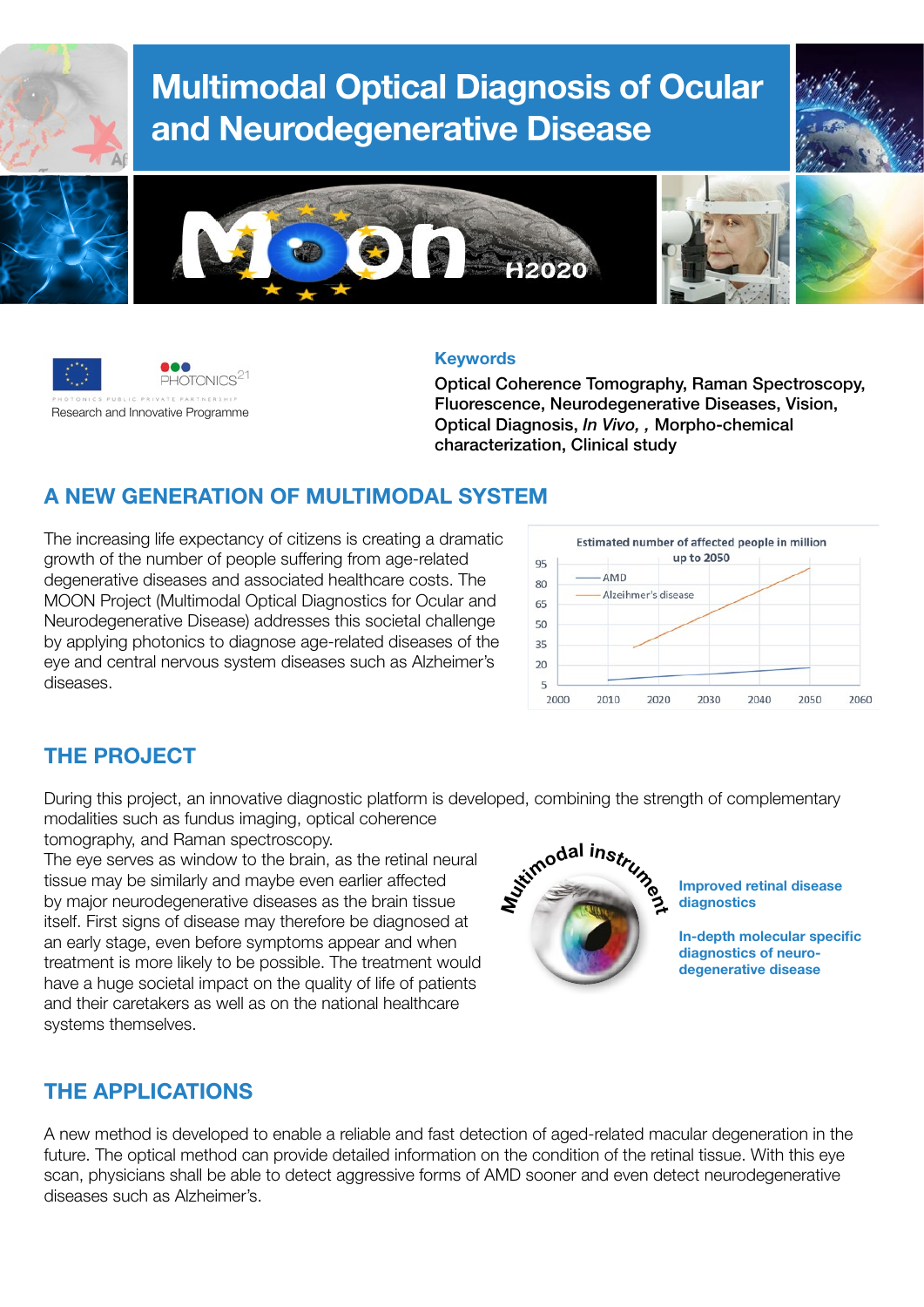# Multimodal Optical Diagnosis of Ocular and Neurodegenerative Disease

Research and Innovative Programme

### Keywords

Optical Coherence Tomography, Raman Spectroscopy, Fluorescence, Neurodegenerative Diseases, Vision, Optical Diagnosis, *In Vivo*, , Morpho-chemical characterization, Clinical study

## A NEW GENERATION OF MULTIMODAL SYSTEM

The increasing life expectancy of citizens is creating a dramatic growth of the number of people suffering from age-related degenerative diseases and associated healthcare costs. The MOON Project (Multimodal Optical Diagnostics for Ocular and Neurodegenerative Disease) addresses this societal challenge by applying photonics to diagnose age-related diseases of the eye and central nervous system diseases such as Alzheimer's diseases.

## THE PROJECT

During this project, an innovative diagnostic platform is developed, combining the strength of complementary modalities such as fundus imaging, optical coherence tomography, and Raman spectroscopy.

The eye serves as window to the brain, as the retinal neural tissue may be similarly and maybe even earlier affected by major neurodegenerative diseases as the brain tissue itself. First signs of disease may therefore be diagnosed at an early stage, even before symptoms appear and when treatment is more likely to be possible. The treatment would have a huge societal impact on the quality of life of patients and their caretakers as well as on the national healthcare systems themselves.

**Improved retinal disease diagnostics**

**In-depth molecular specific diagnostics of neuro-degenerative disease**

## THE APPLICATIONS

A new method is developed to enable a reliable and fast detection of aged-related macular degeneration in the future. The optical method can provide detailed information on the condition of the retinal tissue. With this eye scan, physicians shall be able to detect aggressive forms of AMD sooner and even detect neurodegenerative diseases such as Alzheimer's.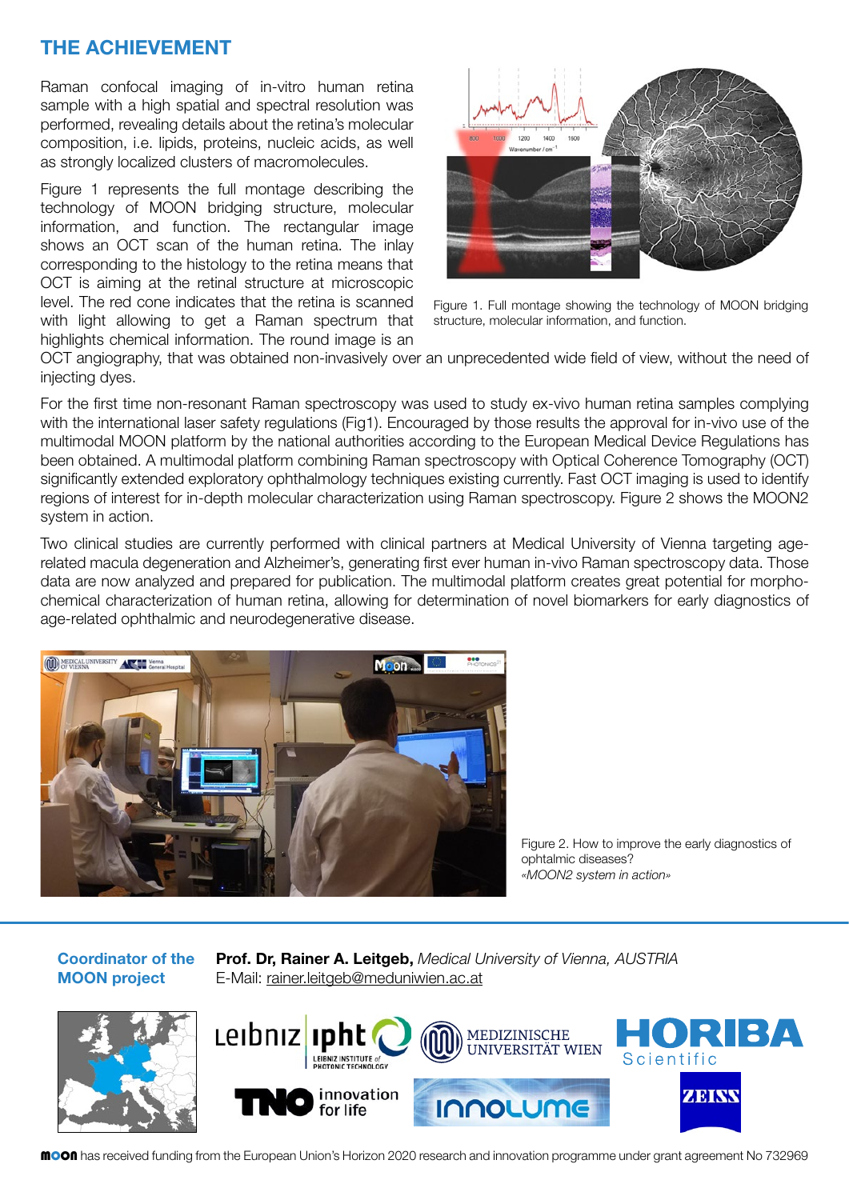## THE ACHIEVEMENT

Raman confocal imaging of in-vitro human retina sample with a high spatial and spectral resolution was performed, revealing details about the retina's molecular composition, i.e. lipids, proteins, nucleic acids, as well as strongly localized clusters of macromolecules.

Figure 1 represents the full montage describing the technology of MOON bridging structure, molecular information, and function. The rectangular image shows an OCT scan of the human retina. The inlay corresponding to the histology to the retina means that OCT is aiming at the retinal structure at microscopic level. The red cone indicates that the retina is scanned with light allowing to get a Raman spectrum that highlights chemical information. The round image is an OCT angiography, that was obtained non-invasively over an unprecedented wide field of view, without the need of injecting dyes.

Figure 1. Full montage showing the technology of MOON bridging structure, molecular information, and function.

For the first time non-resonant Raman spectroscopy was used to study ex-vivo human retina samples complying with the international laser safety regulations (Fig1). Encouraged by those results the approval for in-vivo use of the multimodal MOON platform by the national authorities according to the European Medical Device Regulations has been obtained. A multimodal platform combining Raman spectroscopy with Optical Coherence Tomography (OCT) significantly extended exploratory ophthalmology techniques existing currently. Fast OCT imaging is used to identify regions of interest for in-depth molecular characterization using Raman spectroscopy. Figure 2 shows the MOON2 system in action.

Two clinical studies are currently performed with clinical partners at Medical University of Vienna targeting age-related macula degeneration and Alzheimer's, generating first ever human in-vivo Raman spectroscopy data. Those data are now analyzed and prepared for publication. The multimodal platform creates great potential for morpho-chemical characterization of human retina, allowing for determination of novel biomarkers for early diagnostics of age-related ophthalmic and neurodegenerative disease.

Figure 2. How to improve the early diagnostics of ophtalmic diseases?
*«MOON2 system in action»*

**Coordinator of the MOON project**

**Prof. Dr, Rainer A. Leitgeb,** *Medical University of Vienna, AUSTRIA*
E-Mail: rainer.leitgeb@meduniwien.ac.at

**MOON** has received funding from the European Union's Horizon 2020 research and innovation programme under grant agreement No 732969